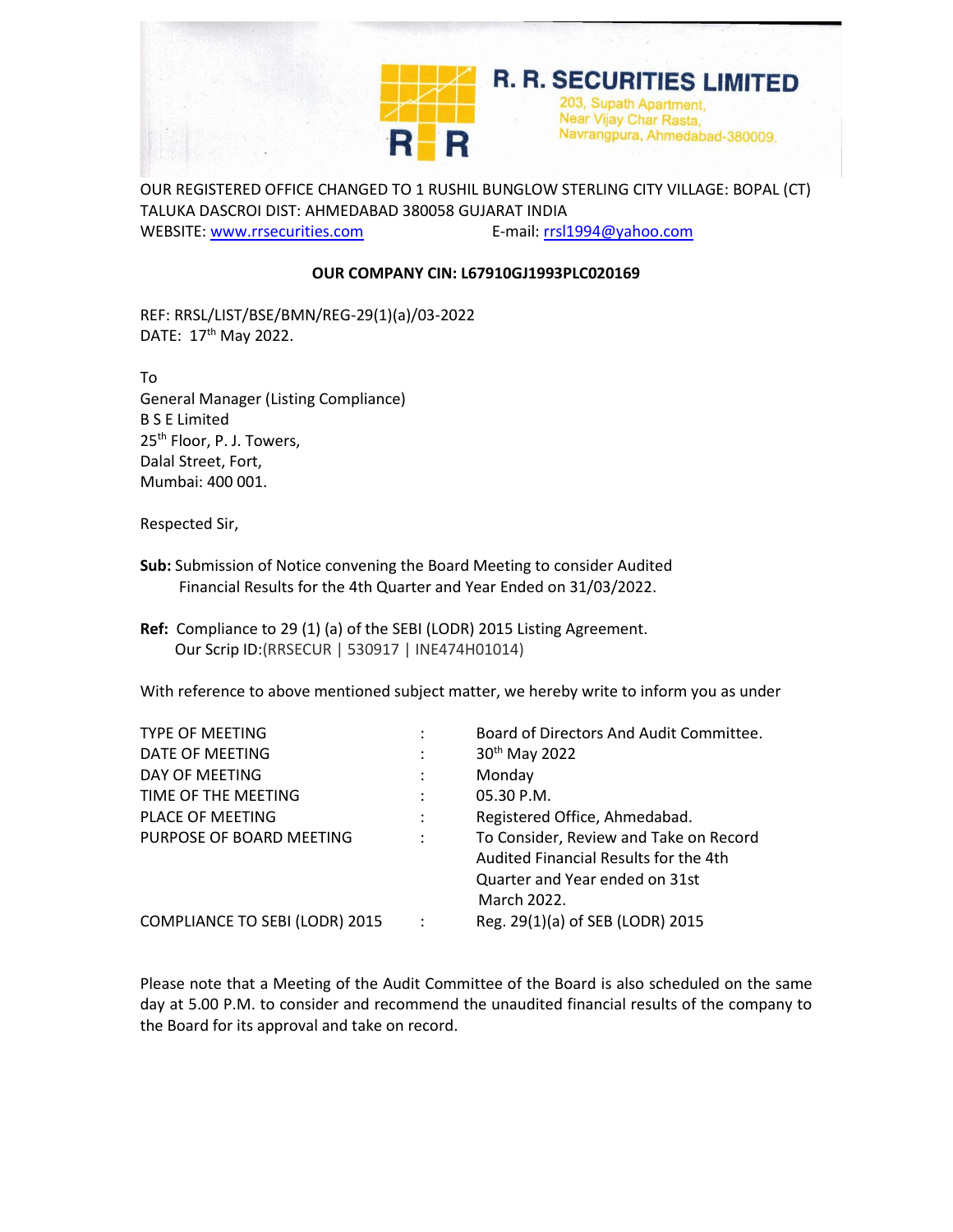# R. R. SECURITIES LIMITED

203, Supath Apartment,
Near Vijay Char Rasta,
Navrangpura, Ahmedabad-380009.

OUR REGISTERED OFFICE CHANGED TO 1 RUSHIL BUNGLOW STERLING CITY VILLAGE: BOPAL (CT) TALUKA DASCROI DIST: AHMEDABAD 380058 GUJARAT INDIA
WEBSITE: www.rrsecurities.com E-mail: rrsl1994@yahoo.com

**OUR COMPANY CIN: L67910GJ1993PLC020169**

REF: RRSL/LIST/BSE/BMN/REG-29(1)(a)/03-2022
DATE: 17th May 2022.

To
General Manager (Listing Compliance)
B S E Limited
25th Floor, P. J. Towers,
Dalal Street, Fort,
Mumbai: 400 001.

Respected Sir,

**Sub:** Submission of Notice convening the Board Meeting to consider Audited Financial Results for the 4th Quarter and Year Ended on 31/03/2022.

**Ref:** Compliance to 29 (1) (a) of the SEBI (LODR) 2015 Listing Agreement.
Our Scrip ID:(RRSECUR | 530917 | INE474H01014)

With reference to above mentioned subject matter, we hereby write to inform you as under

| | | |
|---|---|---|
| TYPE OF MEETING | : | Board of Directors And Audit Committee. |
| DATE OF MEETING | : | 30th May 2022 |
| DAY OF MEETING | : | Monday |
| TIME OF THE MEETING | : | 05.30 P.M. |
| PLACE OF MEETING | : | Registered Office, Ahmedabad. |
| PURPOSE OF BOARD MEETING | : | To Consider, Review and Take on Record Audited Financial Results for the 4th Quarter and Year ended on 31st March 2022. |
| COMPLIANCE TO SEBI (LODR) 2015 | : | Reg. 29(1)(a) of SEB (LODR) 2015 |

Please note that a Meeting of the Audit Committee of the Board is also scheduled on the same day at 5.00 P.M. to consider and recommend the unaudited financial results of the company to the Board for its approval and take on record.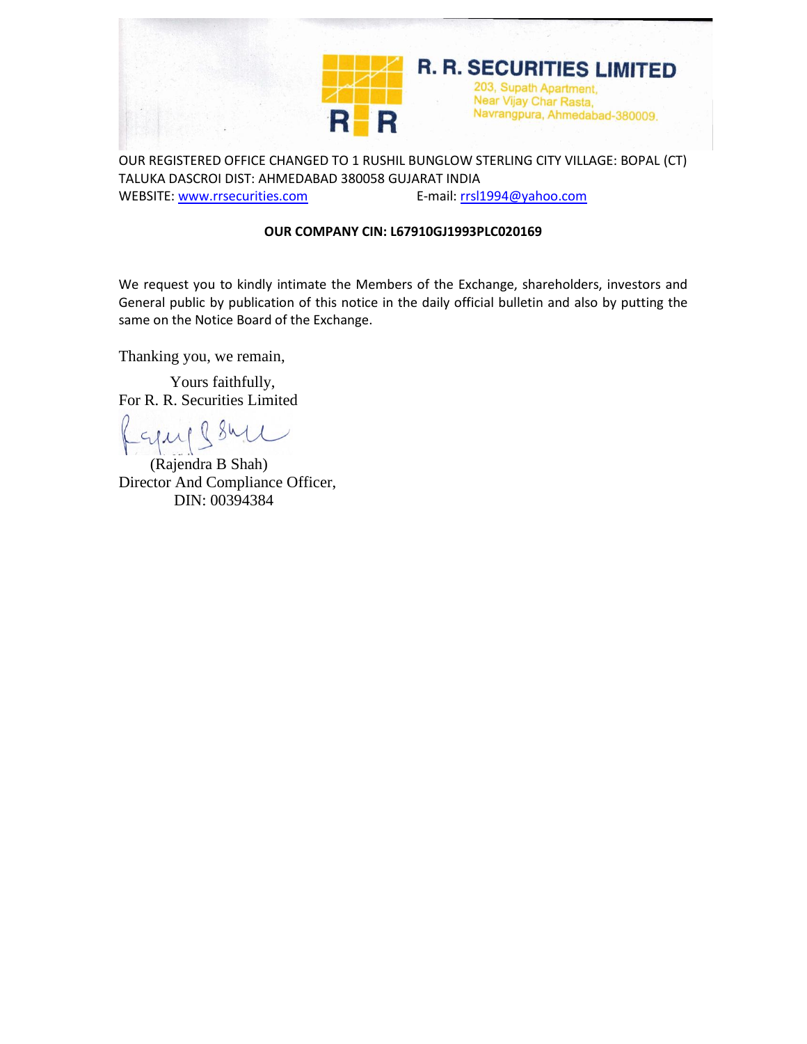**R. R. SECURITIES LIMITED**

203, Supath Apartment,
Near Vijay Char Rasta,
Navrangpura, Ahmedabad-380009.

OUR REGISTERED OFFICE CHANGED TO 1 RUSHIL BUNGLOW STERLING CITY VILLAGE: BOPAL (CT) TALUKA DASCROI DIST: AHMEDABAD 380058 GUJARAT INDIA

WEBSITE: www.rrsecurities.com E-mail: rrsl1994@yahoo.com

**OUR COMPANY CIN: L67910GJ1993PLC020169**

We request you to kindly intimate the Members of the Exchange, shareholders, investors and General public by publication of this notice in the daily official bulletin and also by putting the same on the Notice Board of the Exchange.

Thanking you, we remain,

Yours faithfully,
For R. R. Securities Limited

(Rajendra B Shah)
Director And Compliance Officer,
DIN: 00394384